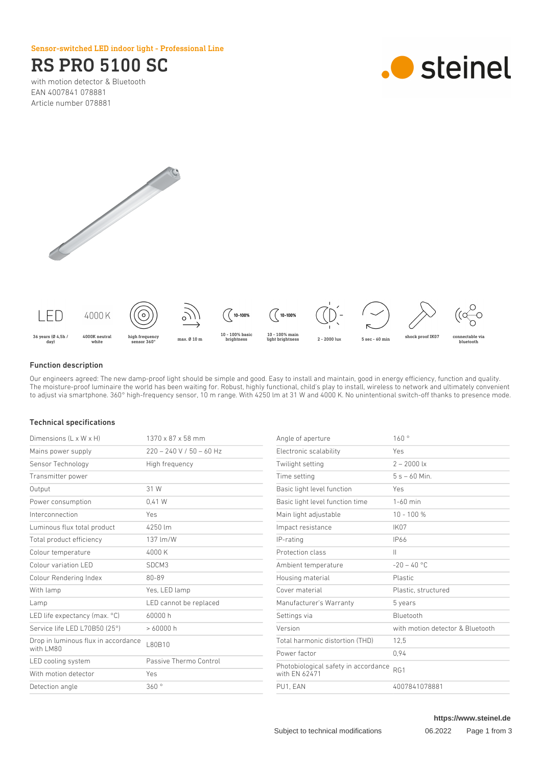Sensor-switched LED indoor light - Professional Line

# RS PRO 5100 SC

with motion detector & Bluetooth
EAN 4007841 078881
Article number 078881

steinel

LED — 36 years (Ø 4,5h / day)
4000 K — 4000K neutral white
high frequency sensor 360°
max. Ø 10 m
10 - 100% basic brightness
10 - 100% main light brightness
2 - 2000 lux
5 sec - 60 min
shock proof IK07
connectable via bluetooth

## Function description

Our engineers agreed: The new damp-proof light should be simple and good. Easy to install and maintain, good in energy efficiency, function and quality. The moisture-proof luminaire the world has been waiting for. Robust, highly functional, child's play to install, wireless to network and ultimately convenient to adjust via smartphone. 360° high-frequency sensor, 10 m range. With 4250 lm at 31 W and 4000 K. No unintentional switch-off thanks to presence mode.

## Technical specifications

| | |
|---|---|
| Dimensions (L x W x H) | 1370 x 87 x 58 mm |
| Mains power supply | 220 – 240 V / 50 – 60 Hz |
| Sensor Technology | High frequency |
| Transmitter power | |
| Output | 31 W |
| Power consumption | 0,41 W |
| Interconnection | Yes |
| Luminous flux total product | 4250 lm |
| Total product efficiency | 137 lm/W |
| Colour temperature | 4000 K |
| Colour variation LED | SDCM3 |
| Colour Rendering Index | 80-89 |
| With lamp | Yes, LED lamp |
| Lamp | LED cannot be replaced |
| LED life expectancy (max. °C) | 60000 h |
| Service life LED L70B50 (25°) | > 60000 h |
| Drop in luminous flux in accordance with LM80 | L80B10 |
| LED cooling system | Passive Thermo Control |
| With motion detector | Yes |
| Detection angle | 360 ° |
| Angle of aperture | 160 ° |
| Electronic scalability | Yes |
| Twilight setting | 2 – 2000 lx |
| Time setting | 5 s – 60 Min. |
| Basic light level function | Yes |
| Basic light level function time | 1-60 min |
| Main light adjustable | 10 - 100 % |
| Impact resistance | IK07 |
| IP-rating | IP66 |
| Protection class | II |
| Ambient temperature | -20 – 40 °C |
| Housing material | Plastic |
| Cover material | Plastic, structured |
| Manufacturer's Warranty | 5 years |
| Settings via | Bluetooth |
| Version | with motion detector & Bluetooth |
| Total harmonic distortion (THD) | 12,5 |
| Power factor | 0,94 |
| Photobiological safety in accordance with EN 62471 | RG1 |
| PU1, EAN | 4007841078881 |

https://www.steinel.de

Subject to technical modifications 06.2022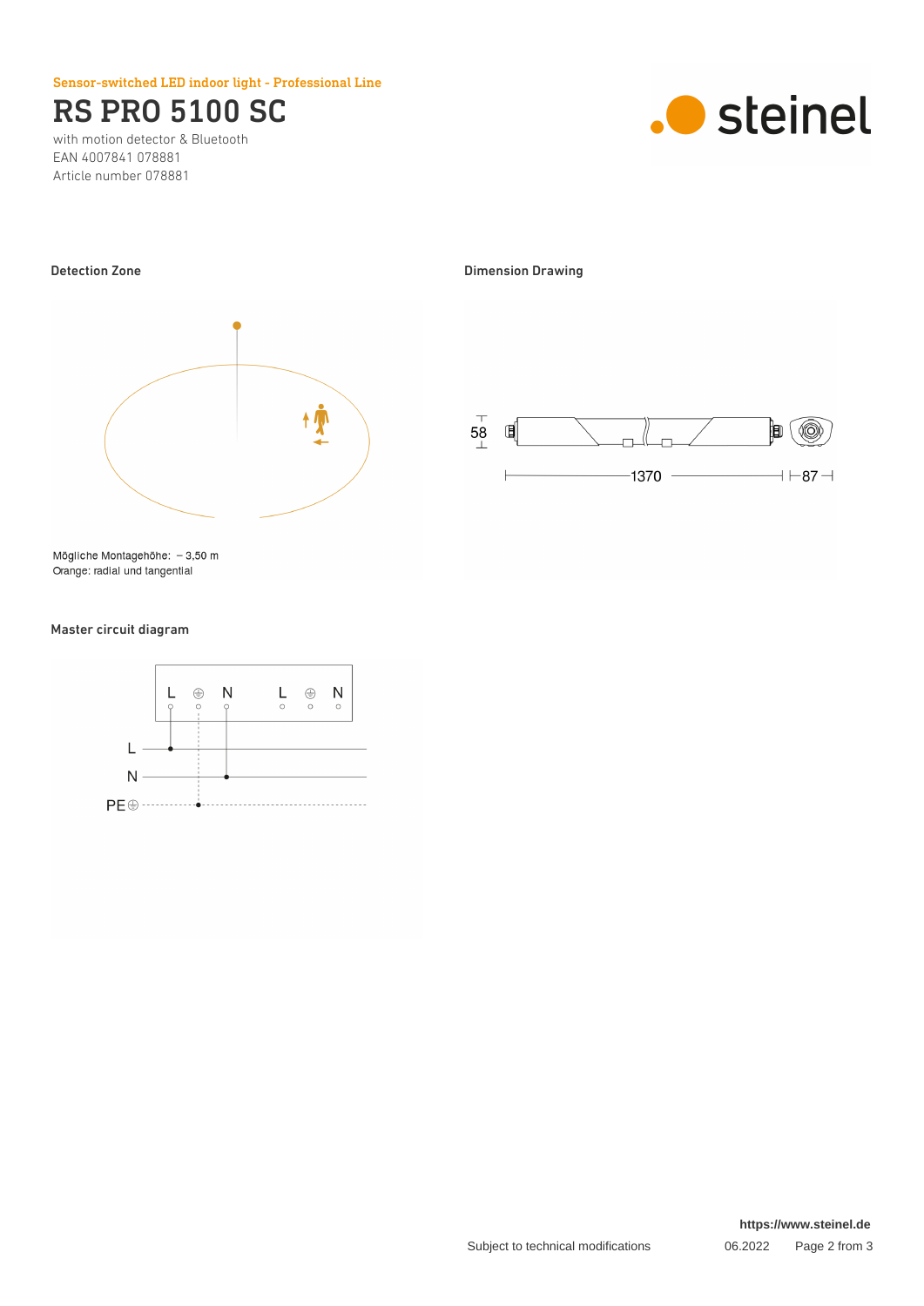Sensor-switched LED indoor light - Professional Line

# RS PRO 5100 SC

with motion detector & Bluetooth
EAN 4007841 078881
Article number 078881

## Detection Zone

Mögliche Montagehöhe: – 3,50 m
Orange: radial und tangential

## Dimension Drawing

58

1370

87

## Master circuit diagram

L ⊕ N L ⊕ N

L

N

PE⊕

https://www.steinel.de

Subject to technical modifications 06.2022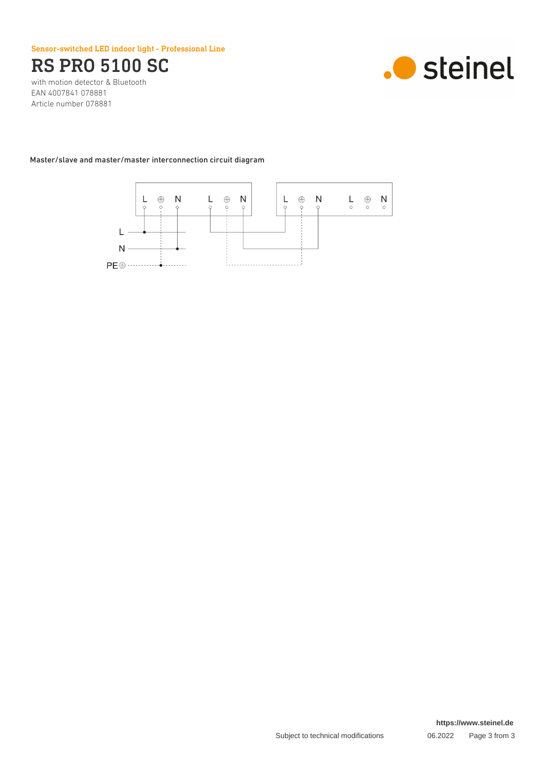Sensor-switched LED indoor light - Professional Line

# RS PRO 5100 SC

with motion detector & Bluetooth
EAN 4007841 078881
Article number 078881

## Master/slave and master/master interconnection circuit diagram

L ⏚ N L ⏚ N
L ⏚ N L ⏚ N
L
N
PE⏚